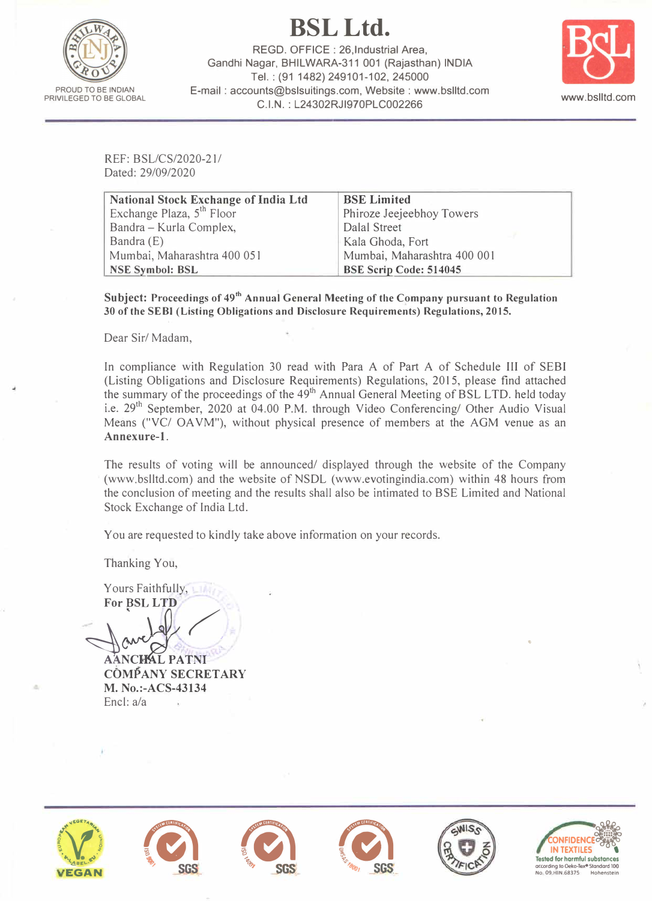# BSL Ltd.

REGD. OFFICE : 26,Industrial Area,
Gandhi Nagar, BHILWARA-311 001 (Rajasthan) INDIA
Tel. : (91 1482) 249101-102, 245000
E-mail : accounts@bslsuitings.com, Website : www.bslltd.com
C.I.N. : L24302RJ1970PLC002266

PROUD TO BE INDIAN
PRIVILEGED TO BE GLOBAL

www.bslltd.com

REF: BSL/CS/2020-21/
Dated: 29/09/2020

| **National Stock Exchange of India Ltd** | **BSE Limited** |
|---|---|
| Exchange Plaza, 5th Floor | Phiroze Jeejeebhoy Towers |
| Bandra – Kurla Complex, | Dalal Street |
| Bandra (E) | Kala Ghoda, Fort |
| Mumbai, Maharashtra 400 051 | Mumbai, Maharashtra 400 001 |
| **NSE Symbol: BSL** | **BSE Scrip Code: 514045** |

**Subject: Proceedings of 49th Annual General Meeting of the Company pursuant to Regulation 30 of the SEBI (Listing Obligations and Disclosure Requirements) Regulations, 2015.**

Dear Sir/ Madam,

In compliance with Regulation 30 read with Para A of Part A of Schedule III of SEBI (Listing Obligations and Disclosure Requirements) Regulations, 2015, please find attached the summary of the proceedings of the 49th Annual General Meeting of BSL LTD. held today i.e. 29th September, 2020 at 04.00 P.M. through Video Conferencing/ Other Audio Visual Means ("VC/ OAVM"), without physical presence of members at the AGM venue as an **Annexure-1**.

The results of voting will be announced/ displayed through the website of the Company (www.bslltd.com) and the website of NSDL (www.evotingindia.com) within 48 hours from the conclusion of meeting and the results shall also be intimated to BSE Limited and National Stock Exchange of India Ltd.

You are requested to kindly take above information on your records.

Thanking You,

Yours Faithfully,
**For BSL LTD**

**AANCHAL PATNI**
**COMPANY SECRETARY**
**M. No.:-ACS-43134**
Encl: a/a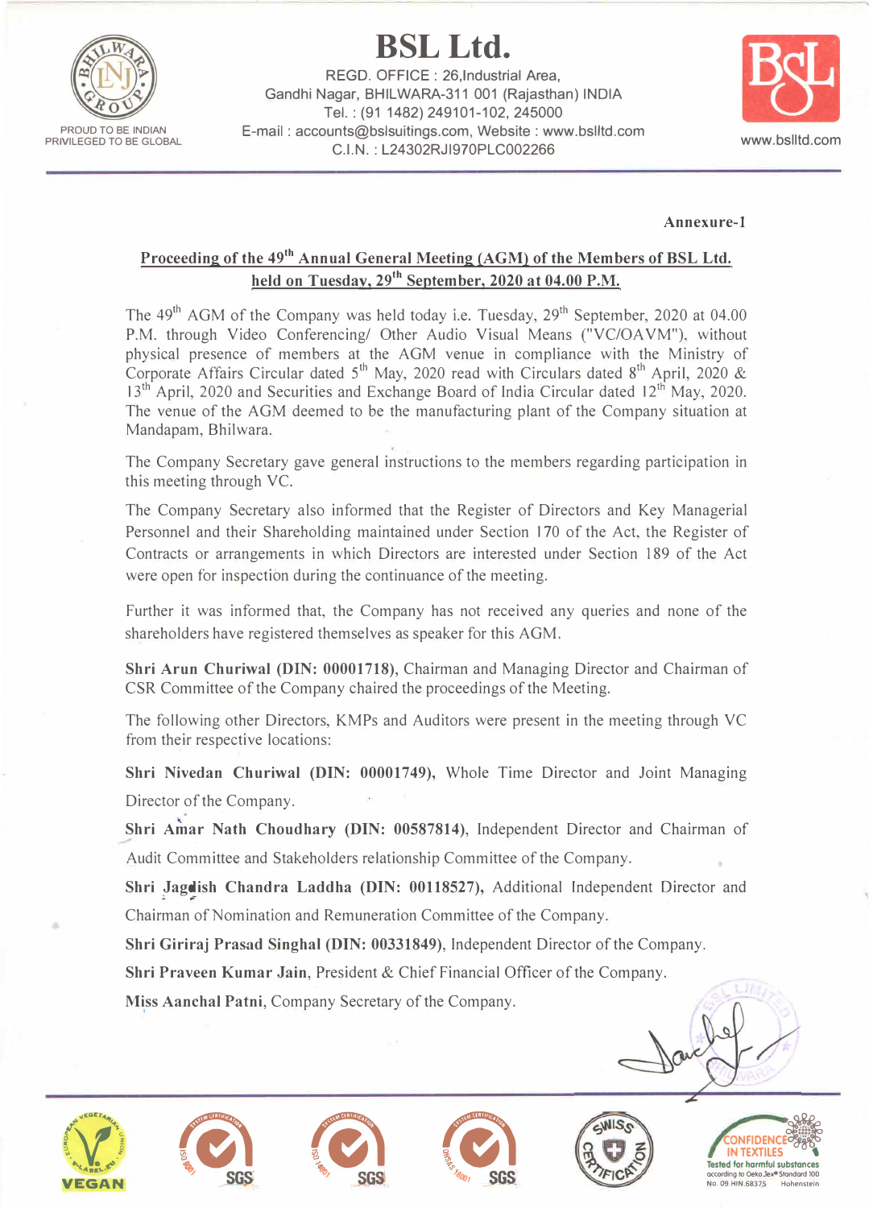# BSL Ltd.

REGD. OFFICE : 26,Industrial Area,
Gandhi Nagar, BHILWARA-311 001 (Rajasthan) INDIA
Tel. : (91 1482) 249101-102, 245000
E-mail : accounts@bslsuitings.com, Website : www.bslltd.com
C.I.N. : L24302RJ1970PLC002266

PROUD TO BE INDIAN
PRIVILEGED TO BE GLOBAL

www.bslltd.com

**Annexure-1**

## Proceeding of the 49th Annual General Meeting (AGM) of the Members of BSL Ltd. held on Tuesday, 29th September, 2020 at 04.00 P.M.

The 49th AGM of the Company was held today i.e. Tuesday, 29th September, 2020 at 04.00 P.M. through Video Conferencing/ Other Audio Visual Means ("VC/OAVM"), without physical presence of members at the AGM venue in compliance with the Ministry of Corporate Affairs Circular dated 5th May, 2020 read with Circulars dated 8th April, 2020 & 13th April, 2020 and Securities and Exchange Board of India Circular dated 12th May, 2020. The venue of the AGM deemed to be the manufacturing plant of the Company situation at Mandapam, Bhilwara.

The Company Secretary gave general instructions to the members regarding participation in this meeting through VC.

The Company Secretary also informed that the Register of Directors and Key Managerial Personnel and their Shareholding maintained under Section 170 of the Act, the Register of Contracts or arrangements in which Directors are interested under Section 189 of the Act were open for inspection during the continuance of the meeting.

Further it was informed that, the Company has not received any queries and none of the shareholders have registered themselves as speaker for this AGM.

**Shri Arun Churiwal (DIN: 00001718),** Chairman and Managing Director and Chairman of CSR Committee of the Company chaired the proceedings of the Meeting.

The following other Directors, KMPs and Auditors were present in the meeting through VC from their respective locations:

**Shri Nivedan Churiwal (DIN: 00001749),** Whole Time Director and Joint Managing Director of the Company.

**Shri Amar Nath Choudhary (DIN: 00587814),** Independent Director and Chairman of Audit Committee and Stakeholders relationship Committee of the Company.

**Shri Jagdish Chandra Laddha (DIN: 00118527),** Additional Independent Director and Chairman of Nomination and Remuneration Committee of the Company.

**Shri Giriraj Prasad Singhal (DIN: 00331849),** Independent Director of the Company.

**Shri Praveen Kumar Jain,** President & Chief Financial Officer of the Company.

**Miss Aanchal Patni,** Company Secretary of the Company.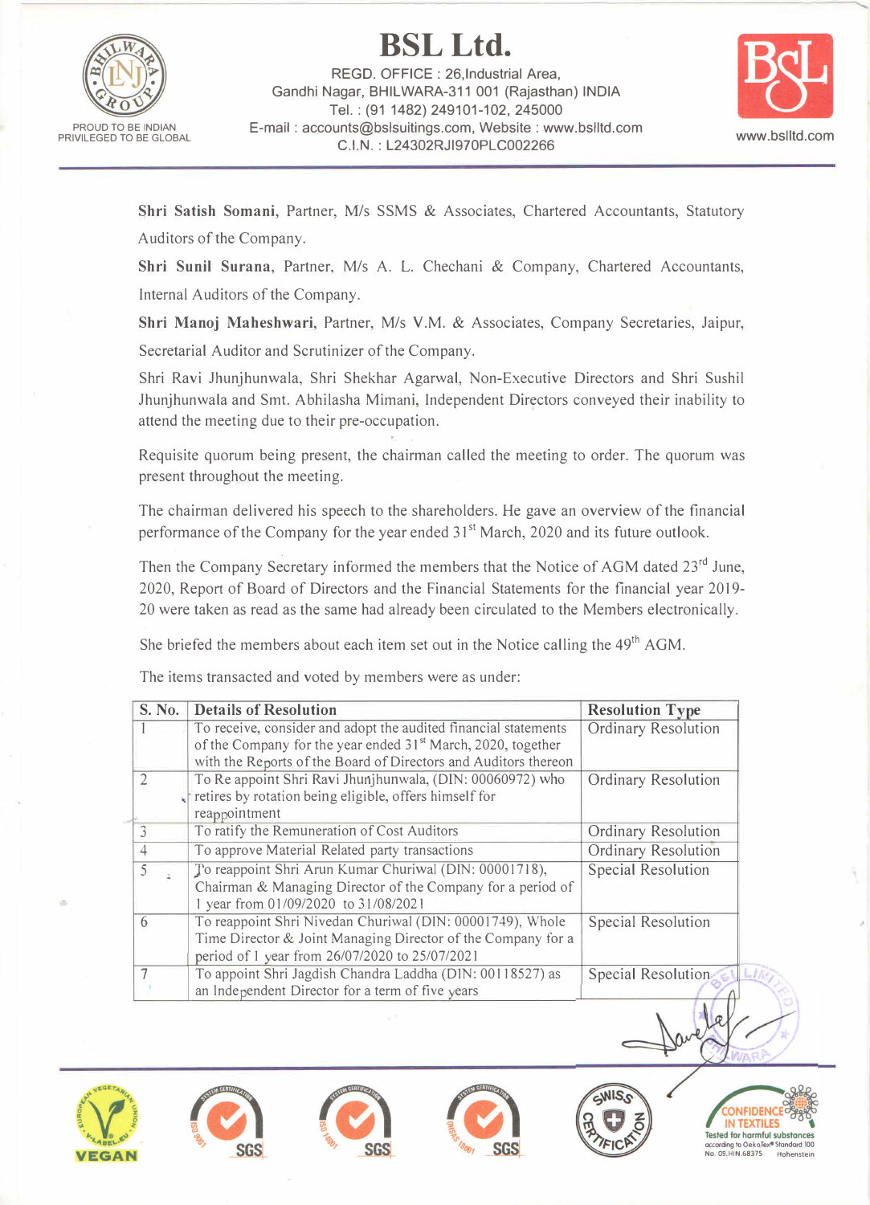**Shri Satish Somani**, Partner, M/s SSMS & Associates, Chartered Accountants, Statutory Auditors of the Company.

**Shri Sunil Surana**, Partner, M/s A. L. Chechani & Company, Chartered Accountants, Internal Auditors of the Company.

**Shri Manoj Maheshwari**, Partner, M/s V.M. & Associates, Company Secretaries, Jaipur, Secretarial Auditor and Scrutinizer of the Company.

Shri Ravi Jhunjhunwala, Shri Shekhar Agarwal, Non-Executive Directors and Shri Sushil Jhunjhunwala and Smt. Abhilasha Mimani, Independent Directors conveyed their inability to attend the meeting due to their pre-occupation.

Requisite quorum being present, the chairman called the meeting to order. The quorum was present throughout the meeting.

The chairman delivered his speech to the shareholders. He gave an overview of the financial performance of the Company for the year ended 31st March, 2020 and its future outlook.

Then the Company Secretary informed the members that the Notice of AGM dated 23rd June, 2020, Report of Board of Directors and the Financial Statements for the financial year 2019-20 were taken as read as the same had already been circulated to the Members electronically.

She briefed the members about each item set out in the Notice calling the 49th AGM.

The items transacted and voted by members were as under:

| S. No. | Details of Resolution | Resolution Type |
|---|---|---|
| 1 | To receive, consider and adopt the audited financial statements of the Company for the year ended 31st March, 2020, together with the Reports of the Board of Directors and Auditors thereon | Ordinary Resolution |
| 2 | To Re appoint Shri Ravi Jhunjhunwala, (DIN: 00060972) who retires by rotation being eligible, offers himself for reappointment | Ordinary Resolution |
| 3 | To ratify the Remuneration of Cost Auditors | Ordinary Resolution |
| 4 | To approve Material Related party transactions | Ordinary Resolution |
| 5 | To reappoint Shri Arun Kumar Churiwal (DIN: 00001718), Chairman & Managing Director of the Company for a period of 1 year from 01/09/2020 to 31/08/2021 | Special Resolution |
| 6 | To reappoint Shri Nivedan Churiwal (DIN: 00001749), Whole Time Director & Joint Managing Director of the Company for a period of 1 year from 26/07/2020 to 25/07/2021 | Special Resolution |
| 7 | To appoint Shri Jagdish Chandra Laddha (DIN: 00118527) as an Independent Director for a term of five years | Special Resolution |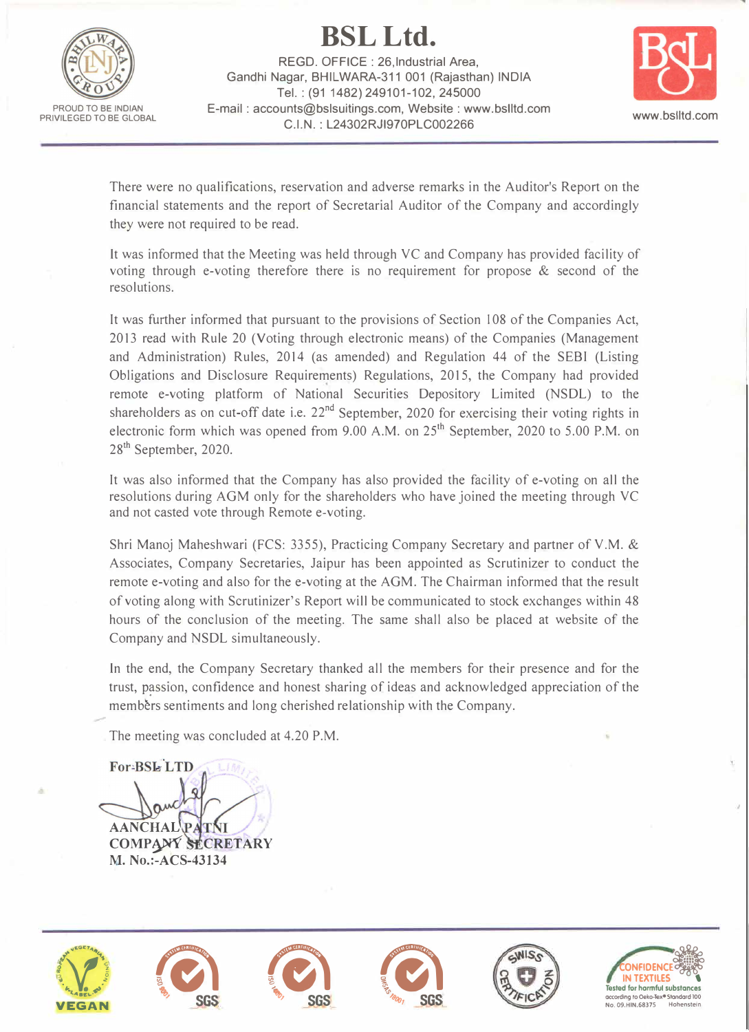There were no qualifications, reservation and adverse remarks in the Auditor's Report on the financial statements and the report of Secretarial Auditor of the Company and accordingly they were not required to be read.

It was informed that the Meeting was held through VC and Company has provided facility of voting through e-voting therefore there is no requirement for propose & second of the resolutions.

It was further informed that pursuant to the provisions of Section 108 of the Companies Act, 2013 read with Rule 20 (Voting through electronic means) of the Companies (Management and Administration) Rules, 2014 (as amended) and Regulation 44 of the SEBI (Listing Obligations and Disclosure Requirements) Regulations, 2015, the Company had provided remote e-voting platform of National Securities Depository Limited (NSDL) to the shareholders as on cut-off date i.e. 22nd September, 2020 for exercising their voting rights in electronic form which was opened from 9.00 A.M. on 25th September, 2020 to 5.00 P.M. on 28th September, 2020.

It was also informed that the Company has also provided the facility of e-voting on all the resolutions during AGM only for the shareholders who have joined the meeting through VC and not casted vote through Remote e-voting.

Shri Manoj Maheshwari (FCS: 3355), Practicing Company Secretary and partner of V.M. & Associates, Company Secretaries, Jaipur has been appointed as Scrutinizer to conduct the remote e-voting and also for the e-voting at the AGM. The Chairman informed that the result of voting along with Scrutinizer's Report will be communicated to stock exchanges within 48 hours of the conclusion of the meeting. The same shall also be placed at website of the Company and NSDL simultaneously.

In the end, the Company Secretary thanked all the members for their presence and for the trust, passion, confidence and honest sharing of ideas and acknowledged appreciation of the members sentiments and long cherished relationship with the Company.

The meeting was concluded at 4.20 P.M.

**For BSL LTD**

**AANCHAL PATNI**
**COMPANY SECRETARY**
**M. No.:-ACS-43134**